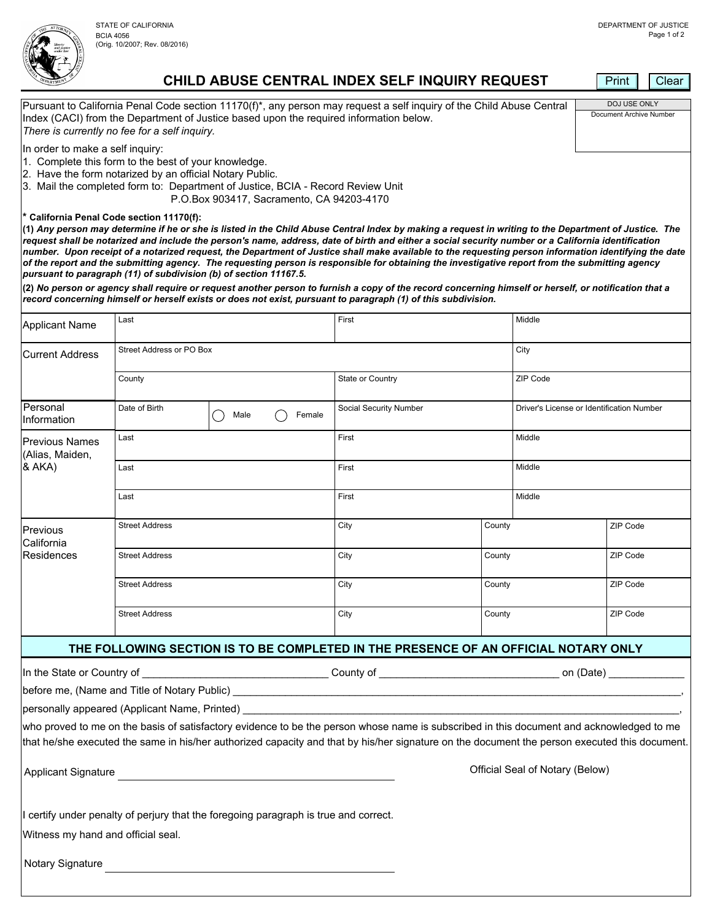STATE OF CALIFORNIA
BCIA 4056
(Orig. 10/2007; Rev. 08/2016)

DEPARTMENT OF JUSTICE

# CHILD ABUSE CENTRAL INDEX SELF INQUIRY REQUEST

| DOJ USE ONLY |
|---|
| Document Archive Number |

Pursuant to California Penal Code section 11170(f)*, any person may request a self inquiry of the Child Abuse Central Index (CACI) from the Department of Justice based upon the required information below.
*There is currently no fee for a self inquiry.*

In order to make a self inquiry:

1. Complete this form to the best of your knowledge.
2. Have the form notarized by an official Notary Public.
3. Mail the completed form to: Department of Justice, BCIA - Record Review Unit
   P.O.Box 903417, Sacramento, CA 94203-4170

**\* California Penal Code section 11170(f):**

**(1)** ***Any person may determine if he or she is listed in the Child Abuse Central Index by making a request in writing to the Department of Justice. The request shall be notarized and include the person's name, address, date of birth and either a social security number or a California identification number. Upon receipt of a notarized request, the Department of Justice shall make available to the requesting person information identifying the date of the report and the submitting agency. The requesting person is responsible for obtaining the investigative report from the submitting agency pursuant to paragraph (11) of subdivision (b) of section 11167.5.***

**(2)** ***No person or agency shall require or request another person to furnish a copy of the record concerning himself or herself, or notification that a record concerning himself or herself exists or does not exist, pursuant to paragraph (1) of this subdivision.***

| | | | | |
|---|---|---|---|---|
| Applicant Name | Last | First | Middle | |
| Current Address | Street Address or PO Box | | City | |
| | County | State or Country | ZIP Code | |
| Personal Information | Date of Birth ◯ Male ◯ Female | Social Security Number | Driver's License or Identification Number | |
| Previous Names (Alias, Maiden, & AKA) | Last | First | Middle | |
| | Last | First | Middle | |
| | Last | First | Middle | |
| Previous California Residences | Street Address | City | County | ZIP Code |
| | Street Address | City | County | ZIP Code |
| | Street Address | City | County | ZIP Code |
| | Street Address | City | County | ZIP Code |

**THE FOLLOWING SECTION IS TO BE COMPLETED IN THE PRESENCE OF AN OFFICIAL NOTARY ONLY**

In the State or Country of ________________________________ County of ______________________________ on (Date) _____________

before me, (Name and Title of Notary Public) ____________________________________________________________________________,

personally appeared (Applicant Name, Printed) __________________________________________________________________________,

who proved to me on the basis of satisfactory evidence to be the person whose name is subscribed in this document and acknowledged to me that he/she executed the same in his/her authorized capacity and that by his/her signature on the document the person executed this document.

Applicant Signature ______________________________________

Official Seal of Notary (Below)

I certify under penalty of perjury that the foregoing paragraph is true and correct.

Witness my hand and official seal.

Notary Signature ______________________________________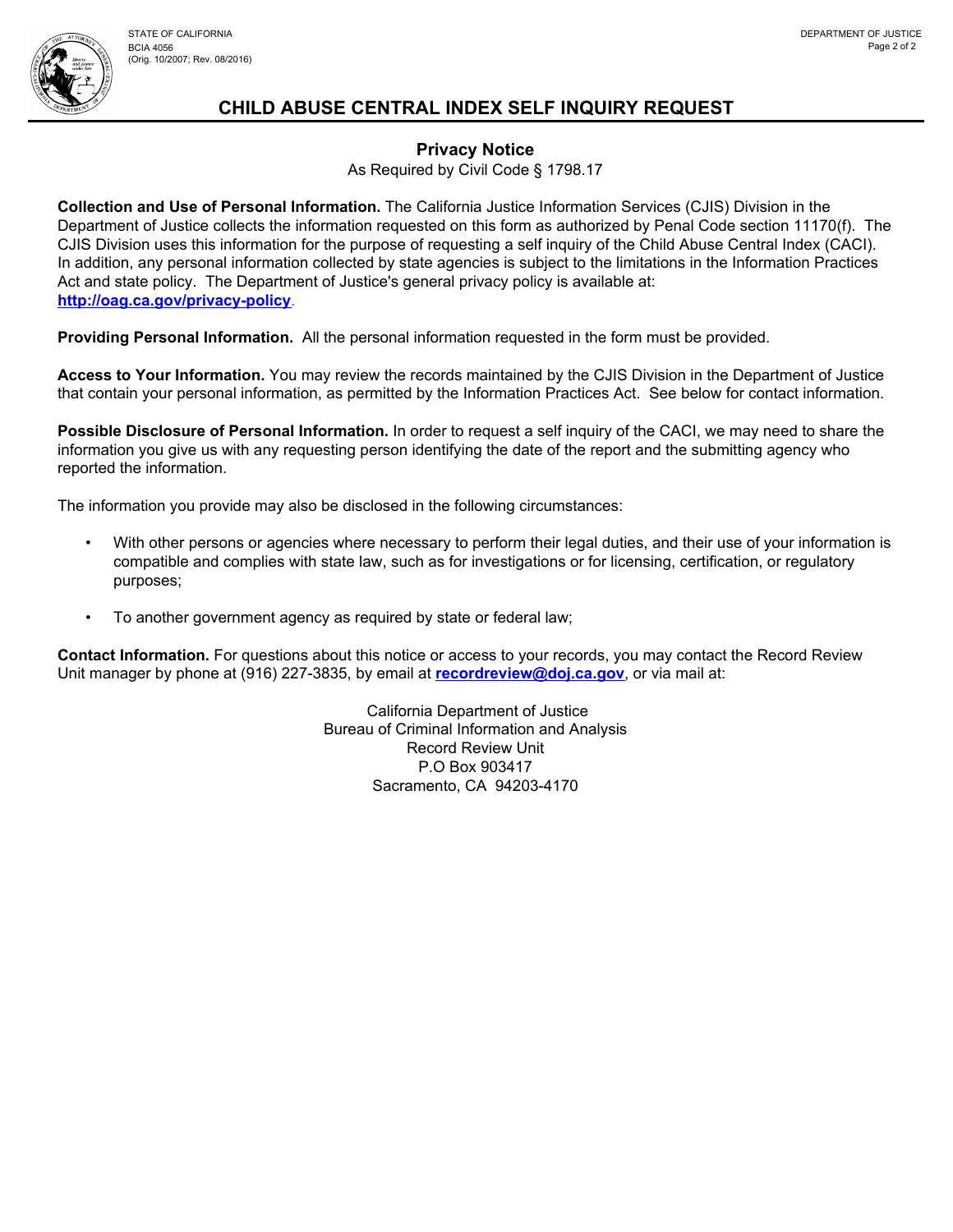# CHILD ABUSE CENTRAL INDEX SELF INQUIRY REQUEST

## Privacy Notice

As Required by Civil Code § 1798.17

**Collection and Use of Personal Information.** The California Justice Information Services (CJIS) Division in the Department of Justice collects the information requested on this form as authorized by Penal Code section 11170(f). The CJIS Division uses this information for the purpose of requesting a self inquiry of the Child Abuse Central Index (CACI). In addition, any personal information collected by state agencies is subject to the limitations in the Information Practices Act and state policy. The Department of Justice's general privacy policy is available at: **http://oag.ca.gov/privacy-policy**.

**Providing Personal Information.** All the personal information requested in the form must be provided.

**Access to Your Information.** You may review the records maintained by the CJIS Division in the Department of Justice that contain your personal information, as permitted by the Information Practices Act. See below for contact information.

**Possible Disclosure of Personal Information.** In order to request a self inquiry of the CACI, we may need to share the information you give us with any requesting person identifying the date of the report and the submitting agency who reported the information.

The information you provide may also be disclosed in the following circumstances:

- With other persons or agencies where necessary to perform their legal duties, and their use of your information is compatible and complies with state law, such as for investigations or for licensing, certification, or regulatory purposes;
- To another government agency as required by state or federal law;

**Contact Information.** For questions about this notice or access to your records, you may contact the Record Review Unit manager by phone at (916) 227-3835, by email at **recordreview@doj.ca.gov**, or via mail at:

California Department of Justice
Bureau of Criminal Information and Analysis
Record Review Unit
P.O Box 903417
Sacramento, CA 94203-4170